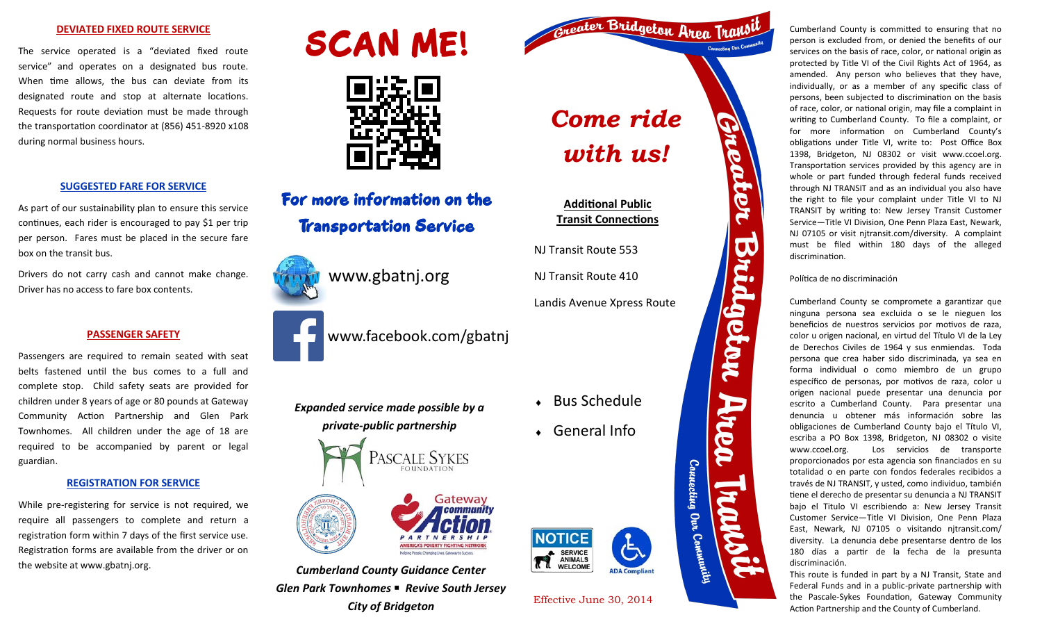## DEVIATED FIXED ROUTE SERVICE

The service operated is a "deviated fixed route service" and operates on a designated bus route. When time allows, the bus can deviate from its designated route and stop at alternate locations. Requests for route deviation must be made through the transportation coordinator at (856) 451-8920 x108 during normal business hours.

## SUGGESTED FARE FOR SERVICE

As part of our sustainability plan to ensure this service continues, each rider is encouraged to pay $1 per trip per person. Fares must be placed in the secure fare box on the transit bus.

Drivers do not carry cash and cannot make change. Driver has no access to fare box contents.

## PASSENGER SAFETY

Passengers are required to remain seated with seat belts fastened until the bus comes to a full and complete stop. Child safety seats are provided for children under 8 years of age or 80 pounds at Gateway Community Action Partnership and Glen Park Townhomes. All children under the age of 18 are required to be accompanied by parent or legal guardian.

## REGISTRATION FOR SERVICE

While pre-registering for service is not required, we require all passengers to complete and return a registration form within 7 days of the first service use. Registration forms are available from the driver or on the website at www.gbatnj.org.

# SCAN ME!

## For more information on the Transportation Service

www.gbatnj.org

www.facebook.com/gbatnj

*Expanded service made possible by a private-public partnership*

PASCALE SYKES FOUNDATION

Gateway community Action PARTNERSHIP

*Cumberland County Guidance Center*

*Glen Park Townhomes ▪ Revive South Jersey*

*City of Bridgeton*

# Greater Bridgeton Area Transit

Connecting Our Community

## *Come ride with us!*

**Additional Public Transit Connections**

NJ Transit Route 553

NJ Transit Route 410

Landis Avenue Xpress Route

- Bus Schedule
- General Info

NOTICE SERVICE ANIMALS WELCOME

ADA Compliant

Effective June 30, 2014

Cumberland County is committed to ensuring that no person is excluded from, or denied the benefits of our services on the basis of race, color, or national origin as protected by Title VI of the Civil Rights Act of 1964, as amended. Any person who believes that they have, individually, or as a member of any specific class of persons, been subjected to discrimination on the basis of race, color, or national origin, may file a complaint in writing to Cumberland County. To file a complaint, or for more information on Cumberland County's obligations under Title VI, write to: Post Office Box 1398, Bridgeton, NJ 08302 or visit www.ccoel.org. Transportation services provided by this agency are in whole or part funded through federal funds received through NJ TRANSIT and as an individual you also have the right to file your complaint under Title VI to NJ TRANSIT by writing to: New Jersey Transit Customer Service—Title VI Division, One Penn Plaza East, Newark, NJ 07105 or visit njtransit.com/diversity. A complaint must be filed within 180 days of the alleged discrimination.

Política de no discriminación

Cumberland County se compromete a garantizar que ninguna persona sea excluida o se le nieguen los beneficios de nuestros servicios por motivos de raza, color u origen nacional, en virtud del Título VI de la Ley de Derechos Civiles de 1964 y sus enmiendas. Toda persona que crea haber sido discriminada, ya sea en forma individual o como miembro de un grupo específico de personas, por motivos de raza, color u origen nacional puede presentar una denuncia por escrito a Cumberland County. Para presentar una denuncia u obtener más información sobre las obligaciones de Cumberland County bajo el Título VI, escriba a PO Box 1398, Bridgeton, NJ 08302 o visite www.ccoel.org. Los servicios de transporte proporcionados por esta agencia son financiados en su totalidad o en parte con fondos federales recibidos a través de NJ TRANSIT, y usted, como individuo, también tiene el derecho de presentar su denuncia a NJ TRANSIT bajo el Titulo VI escribiendo a: New Jersey Transit Customer Service—Title VI Division, One Penn Plaza East, Newark, NJ 07105 o visitando njtransit.com/diversity. La denuncia debe presentarse dentro de los 180 días a partir de la fecha de la presunta discriminación.

This route is funded in part by a NJ Transit, State and Federal Funds and in a public-private partnership with the Pascale-Sykes Foundation, Gateway Community Action Partnership and the County of Cumberland.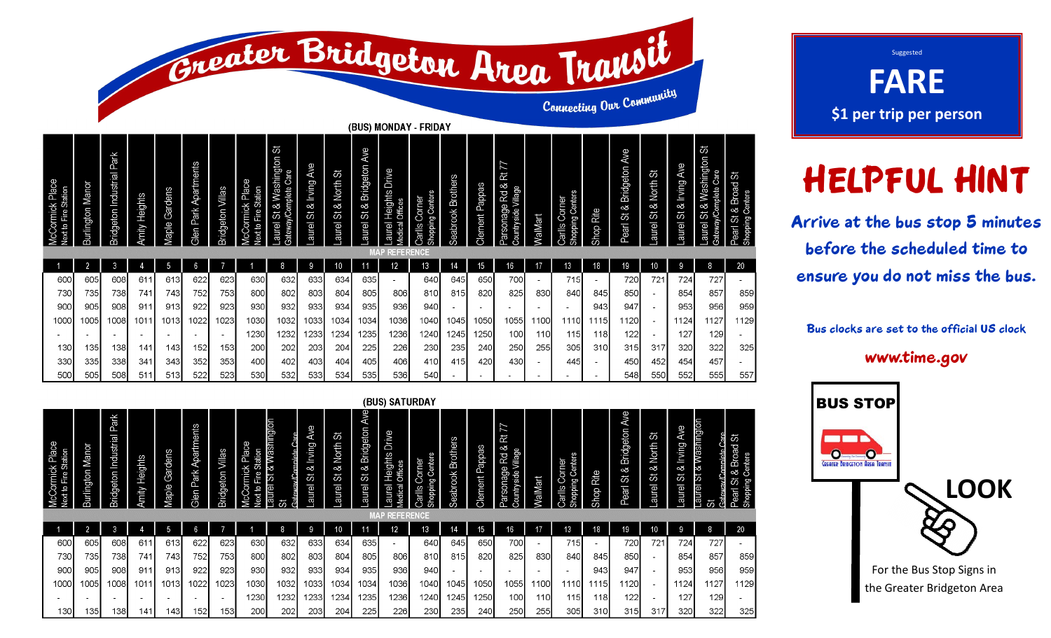# Greater Bridgeton Area Transit

*Connecting Our Community*

## (BUS) MONDAY - FRIDAY

| McCormick Place Next to Fire Station | Burlington Manor | Bridgeton Industrial Park | Amity Heights | Maple Gardens | Glen Park Apartments | Bridgeton Villas | McCormick Place Next to Fire Station | Laurel St & Washington St Gateway/Complete Care | Laurel St & Irving Ave | Laurel St & North St | Laurel St & Bridgeton Ave | Laurel Heights Drive Medical Offices | Carlls Corner Shopping Centers | Seabrook Brothers | Clement Pappas | Parsonage Rd & Rt 77 Countryside Village | WalMart | Carlls Corner Shopping Centers | Shop Rite | Pearl St & Bridgeton Ave | Laurel St & North St | Laurel St & Irving Ave | Laurel St & Washington St Gateway/Complete Care | Pearl St & Broad St Shopping Centers |
|---|---|---|---|---|---|---|---|---|---|---|---|---|---|---|---|---|---|---|---|---|---|---|---|---|
| MAP REFERENCE | | | | | | | | | | | | | | | | | | | | | | | | |
| 1 | 2 | 3 | 4 | 5 | 6 | 7 | 1 | 8 | 9 | 10 | 11 | 12 | 13 | 14 | 15 | 16 | 17 | 13 | 18 | 19 | 10 | 9 | 8 | 20 |
| 600 | 605 | 608 | 611 | 613 | 622 | 623 | 630 | 632 | 633 | 634 | 635 | - | 640 | 645 | 650 | 700 | - | 715 | - | 720 | 721 | 724 | 727 | - |
| 730 | 735 | 738 | 741 | 743 | 752 | 753 | 800 | 802 | 803 | 804 | 805 | 806 | 810 | 815 | 820 | 825 | 830 | 840 | 845 | 850 | - | 854 | 857 | 859 |
| 900 | 905 | 908 | 911 | 913 | 922 | 923 | 930 | 932 | 933 | 934 | 935 | 936 | 940 | - | - | - | - | - | 943 | 947 | - | 953 | 956 | 959 |
| 1000 | 1005 | 1008 | 1011 | 1013 | 1022 | 1023 | 1030 | 1032 | 1033 | 1034 | 1034 | 1036 | 1040 | 1045 | 1050 | 1055 | 1100 | 1110 | 1115 | 1120 | - | 1124 | 1127 | 1129 |
| - | - | - | - | - | - | - | 1230 | 1232 | 1233 | 1234 | 1235 | 1236 | 1240 | 1245 | 1250 | 100 | 110 | 115 | 118 | 122 | - | 127 | 129 | - |
| 130 | 135 | 138 | 141 | 143 | 152 | 153 | 200 | 202 | 203 | 204 | 225 | 226 | 230 | 235 | 240 | 250 | 255 | 305 | 310 | 315 | 317 | 320 | 322 | 325 |
| 330 | 335 | 338 | 341 | 343 | 352 | 353 | 400 | 402 | 403 | 404 | 405 | 406 | 410 | 415 | 420 | 430 | - | 445 | - | 450 | 452 | 454 | 457 | - |
| 500 | 505 | 508 | 511 | 513 | 522 | 523 | 530 | 532 | 533 | 534 | 535 | 536 | 540 | - | - | - | - | - | - | 548 | 550 | 552 | 555 | 557 |

## (BUS) SATURDAY

| McCormick Place Next to Fire Station | Burlington Manor | Bridgeton Industrial Park | Amity Heights | Maple Gardens | Glen Park Apartments | Bridgeton Villas | McCormick Place Next to Fire Station | Laurel St & Washington St Gateway/Complete Care | Laurel St & Irving Ave | Laurel St & North St | Laurel St & Bridgeton Ave | Laurel Heights Drive Medical Offices | Carlls Corner Shopping Centers | Seabrook Brothers | Clement Pappas | Parsonage Rd & Rt 77 Countryside Village | WalMart | Carlls Corner Shopping Centers | Shop Rite | Pearl St & Bridgeton Ave | Laurel St & North St | Laurel St & Irving Ave | Laurel St & Washington St Gateway/Complete Care | Pearl St & Broad St Shopping Centers |
|---|---|---|---|---|---|---|---|---|---|---|---|---|---|---|---|---|---|---|---|---|---|---|---|---|
| MAP REFERENCE | | | | | | | | | | | | | | | | | | | | | | | | |
| 1 | 2 | 3 | 4 | 5 | 6 | 7 | 1 | 8 | 9 | 10 | 11 | 12 | 13 | 14 | 15 | 16 | 17 | 13 | 18 | 19 | 10 | 9 | 8 | 20 |
| 600 | 605 | 608 | 611 | 613 | 622 | 623 | 630 | 632 | 633 | 634 | 635 | - | 640 | 645 | 650 | 700 | - | 715 | - | 720 | 721 | 724 | 727 | - |
| 730 | 735 | 738 | 741 | 743 | 752 | 753 | 800 | 802 | 803 | 804 | 805 | 806 | 810 | 815 | 820 | 825 | 830 | 840 | 845 | 850 | - | 854 | 857 | 859 |
| 900 | 905 | 908 | 911 | 913 | 922 | 923 | 930 | 932 | 933 | 934 | 935 | 936 | 940 | - | - | - | - | - | 943 | 947 | - | 953 | 956 | 959 |
| 1000 | 1005 | 1008 | 1011 | 1013 | 1022 | 1023 | 1030 | 1032 | 1033 | 1034 | 1034 | 1036 | 1040 | 1045 | 1050 | 1055 | 1100 | 1110 | 1115 | 1120 | - | 1124 | 1127 | 1129 |
| - | - | - | - | - | - | - | 1230 | 1232 | 1233 | 1234 | 1235 | 1236 | 1240 | 1245 | 1250 | 100 | 110 | 115 | 118 | 122 | - | 127 | 129 | - |
| 130 | 135 | 138 | 141 | 143 | 152 | 153 | 200 | 202 | 203 | 204 | 225 | 226 | 230 | 235 | 240 | 250 | 255 | 305 | 310 | 315 | 317 | 320 | 322 | 325 |

Suggested

**FARE**

**$1 per trip per person**

# HELPFUL HINT

**Arrive at the bus stop 5 minutes before the scheduled time to ensure you do not miss the bus.**

**Bus clocks are set to the official US clock**

**www.time.gov**

BUS STOP

Greater Bridgeton Area Transit

**LOOK**

For the Bus Stop Signs in the Greater Bridgeton Area